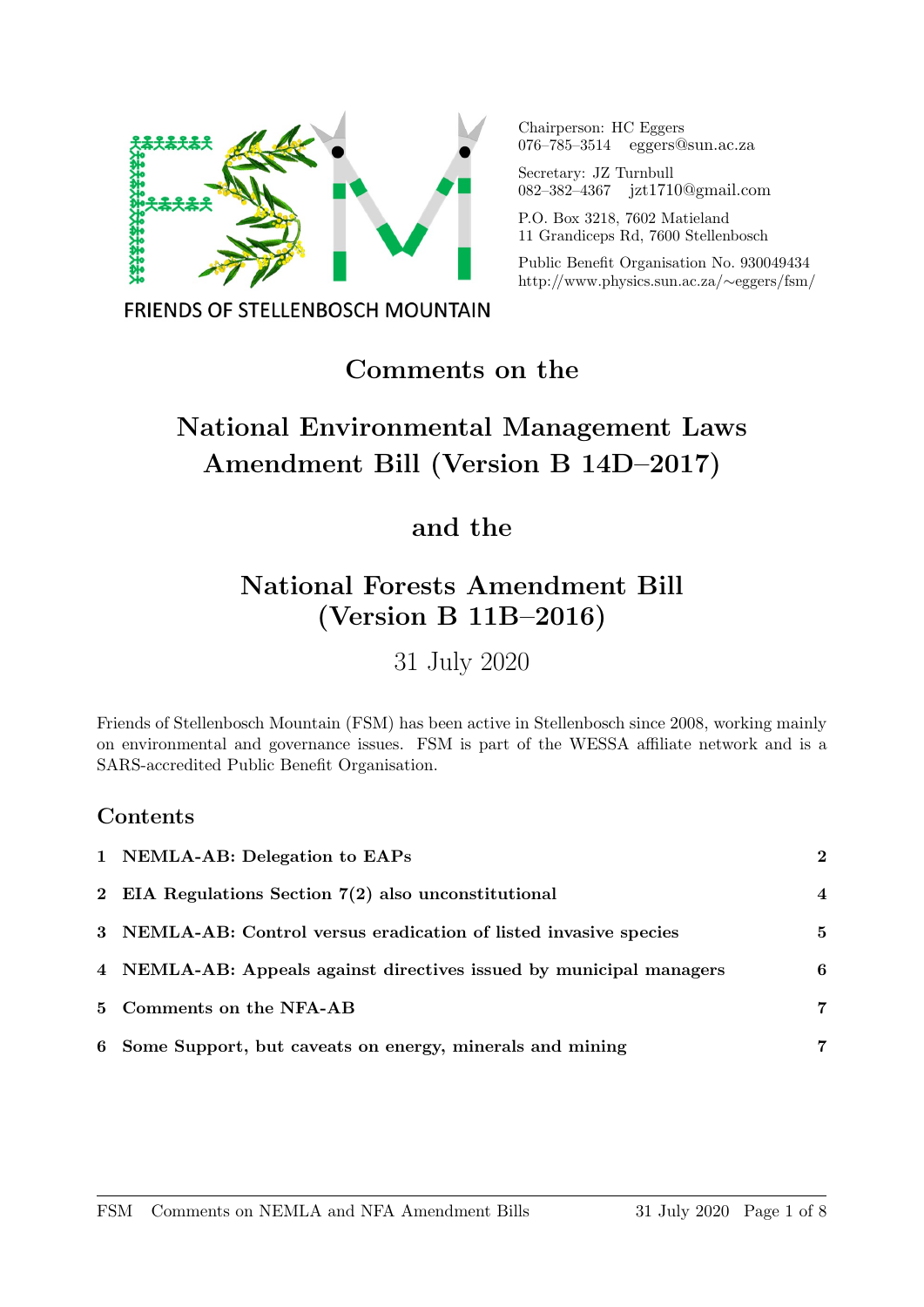FRIENDS OF STELLENBOSCH MOUNTAIN

Chairperson: HC Eggers
076–785–3514 eggers@sun.ac.za

Secretary: JZ Turnbull
082–382–4367 jzt1710@gmail.com

P.O. Box 3218, 7602 Matieland
11 Grandiceps Rd, 7600 Stellenbosch

Public Benefit Organisation No. 930049434
http://www.physics.sun.ac.za/∼eggers/fsm/

# Comments on the

# National Environmental Management Laws Amendment Bill (Version B 14D–2017)

# and the

# National Forests Amendment Bill (Version B 11B–2016)

31 July 2020

Friends of Stellenbosch Mountain (FSM) has been active in Stellenbosch since 2008, working mainly on environmental and governance issues. FSM is part of the WESSA affiliate network and is a SARS-accredited Public Benefit Organisation.

## Contents

| | | |
|---|---|---|
| **1** | **NEMLA-AB: Delegation to EAPs** | **2** |
| **2** | **EIA Regulations Section 7(2) also unconstitutional** | **4** |
| **3** | **NEMLA-AB: Control versus eradication of listed invasive species** | **5** |
| **4** | **NEMLA-AB: Appeals against directives issued by municipal managers** | **6** |
| **5** | **Comments on the NFA-AB** | **7** |
| **6** | **Some Support, but caveats on energy, minerals and mining** | **7** |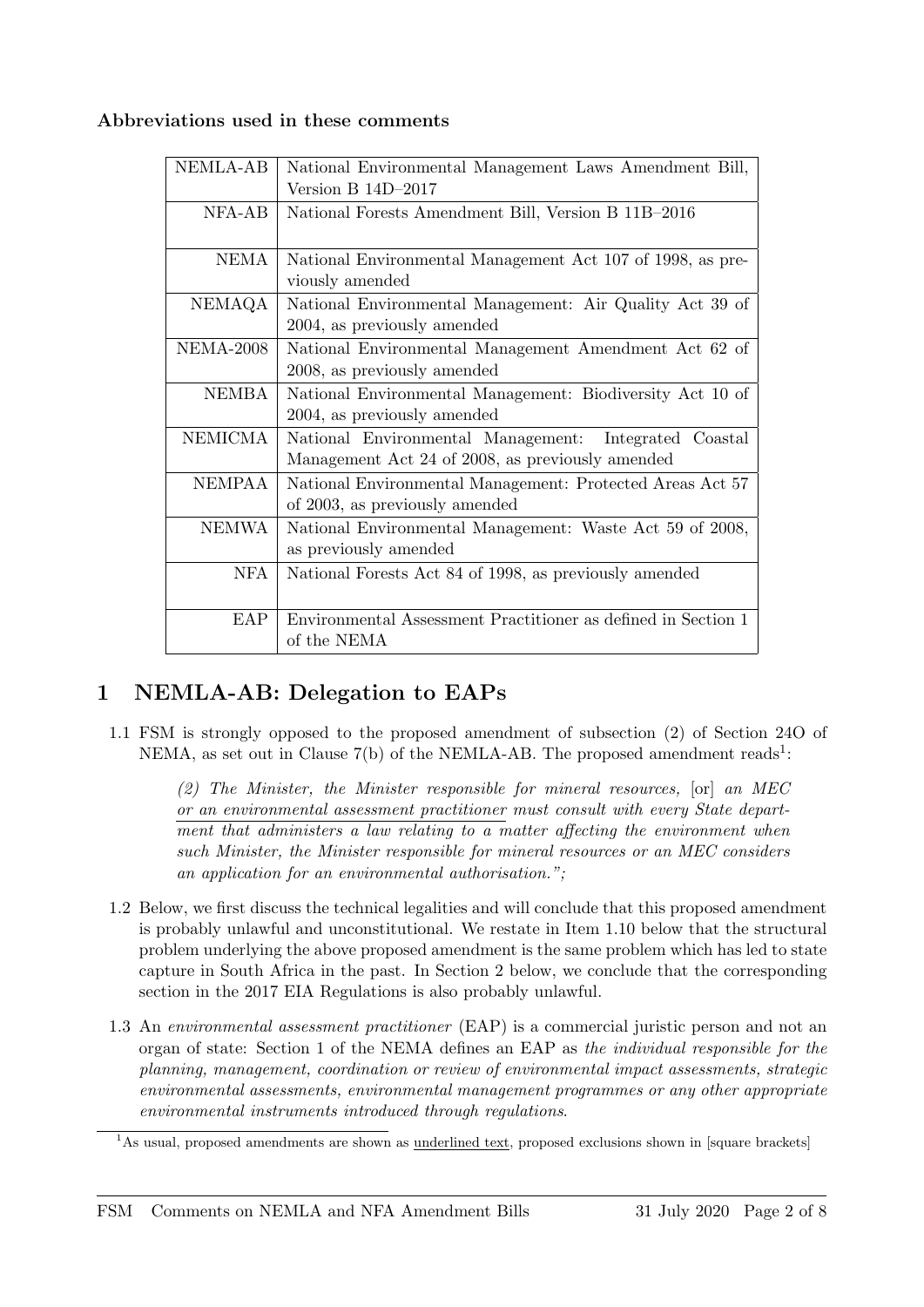**Abbreviations used in these comments**

| | |
|---|---|
| NEMLA-AB | National Environmental Management Laws Amendment Bill, Version B 14D–2017 |
| NFA-AB | National Forests Amendment Bill, Version B 11B–2016 |
| NEMA | National Environmental Management Act 107 of 1998, as previously amended |
| NEMAQA | National Environmental Management: Air Quality Act 39 of 2004, as previously amended |
| NEMA-2008 | National Environmental Management Amendment Act 62 of 2008, as previously amended |
| NEMBA | National Environmental Management: Biodiversity Act 10 of 2004, as previously amended |
| NEMICMA | National Environmental Management: Integrated Coastal Management Act 24 of 2008, as previously amended |
| NEMPAA | National Environmental Management: Protected Areas Act 57 of 2003, as previously amended |
| NEMWA | National Environmental Management: Waste Act 59 of 2008, as previously amended |
| NFA | National Forests Act 84 of 1998, as previously amended |
| EAP | Environmental Assessment Practitioner as defined in Section 1 of the NEMA |

# 1 NEMLA-AB: Delegation to EAPs

1.1 FSM is strongly opposed to the proposed amendment of subsection (2) of Section 24O of NEMA, as set out in Clause 7(b) of the NEMLA-AB. The proposed amendment reads[1]:

> *(2) The Minister, the Minister responsible for mineral resources,* [or] *an MEC <u>or an environmental assessment practitioner</u> must consult with every State department that administers a law relating to a matter affecting the environment when such Minister, the Minister responsible for mineral resources or an MEC considers an application for an environmental authorisation.";*

1.2 Below, we first discuss the technical legalities and will conclude that this proposed amendment is probably unlawful and unconstitutional. We restate in Item 1.10 below that the structural problem underlying the above proposed amendment is the same problem which has led to state capture in South Africa in the past. In Section 2 below, we conclude that the corresponding section in the 2017 EIA Regulations is also probably unlawful.

1.3 An *environmental assessment practitioner* (EAP) is a commercial juristic person and not an organ of state: Section 1 of the NEMA defines an EAP as *the individual responsible for the planning, management, coordination or review of environmental impact assessments, strategic environmental assessments, environmental management programmes or any other appropriate environmental instruments introduced through regulations*.

[1] As usual, proposed amendments are shown as <u>underlined text</u>, proposed exclusions shown in [square brackets]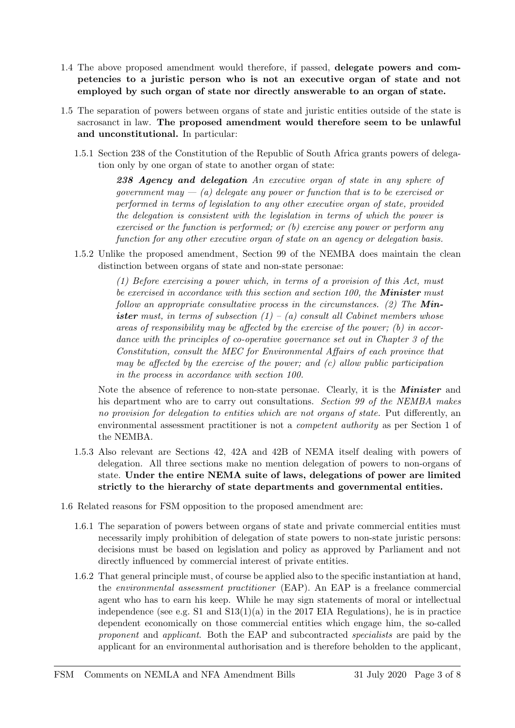1.4 The above proposed amendment would therefore, if passed, **delegate powers and competencies to a juristic person who is not an executive organ of state and not employed by such organ of state nor directly answerable to an organ of state.**

1.5 The separation of powers between organs of state and juristic entities outside of the state is sacrosanct in law. **The proposed amendment would therefore seem to be unlawful and unconstitutional.** In particular:

1.5.1 Section 238 of the Constitution of the Republic of South Africa grants powers of delegation only by one organ of state to another organ of state:

> ***238 Agency and delegation*** *An executive organ of state in any sphere of government may — (a) delegate any power or function that is to be exercised or performed in terms of legislation to any other executive organ of state, provided the delegation is consistent with the legislation in terms of which the power is exercised or the function is performed; or (b) exercise any power or perform any function for any other executive organ of state on an agency or delegation basis.*

1.5.2 Unlike the proposed amendment, Section 99 of the NEMBA does maintain the clean distinction between organs of state and non-state personae:

> *(1) Before exercising a power which, in terms of a provision of this Act, must be exercised in accordance with this section and section 100, the* ***Minister*** *must follow an appropriate consultative process in the circumstances. (2) The* ***Minister*** *must, in terms of subsection (1) – (a) consult all Cabinet members whose areas of responsibility may be affected by the exercise of the power; (b) in accordance with the principles of co-operative governance set out in Chapter 3 of the Constitution, consult the MEC for Environmental Affairs of each province that may be affected by the exercise of the power; and (c) allow public participation in the process in accordance with section 100.*

Note the absence of reference to non-state personae. Clearly, it is the ***Minister*** and his department who are to carry out consultations. *Section 99 of the NEMBA makes no provision for delegation to entities which are not organs of state.* Put differently, an environmental assessment practitioner is not a *competent authority* as per Section 1 of the NEMBA.

1.5.3 Also relevant are Sections 42, 42A and 42B of NEMA itself dealing with powers of delegation. All three sections make no mention delegation of powers to non-organs of state. **Under the entire NEMA suite of laws, delegations of power are limited strictly to the hierarchy of state departments and governmental entities.**

1.6 Related reasons for FSM opposition to the proposed amendment are:

1.6.1 The separation of powers between organs of state and private commercial entities must necessarily imply prohibition of delegation of state powers to non-state juristic persons: decisions must be based on legislation and policy as approved by Parliament and not directly influenced by commercial interest of private entities.

1.6.2 That general principle must, of course be applied also to the specific instantiation at hand, the *environmental assessment practitioner* (EAP). An EAP is a freelance commercial agent who has to earn his keep. While he may sign statements of moral or intellectual independence (see e.g. S1 and S13(1)(a) in the 2017 EIA Regulations), he is in practice dependent economically on those commercial entities which engage him, the so-called *proponent* and *applicant*. Both the EAP and subcontracted *specialists* are paid by the applicant for an environmental authorisation and is therefore beholden to the applicant,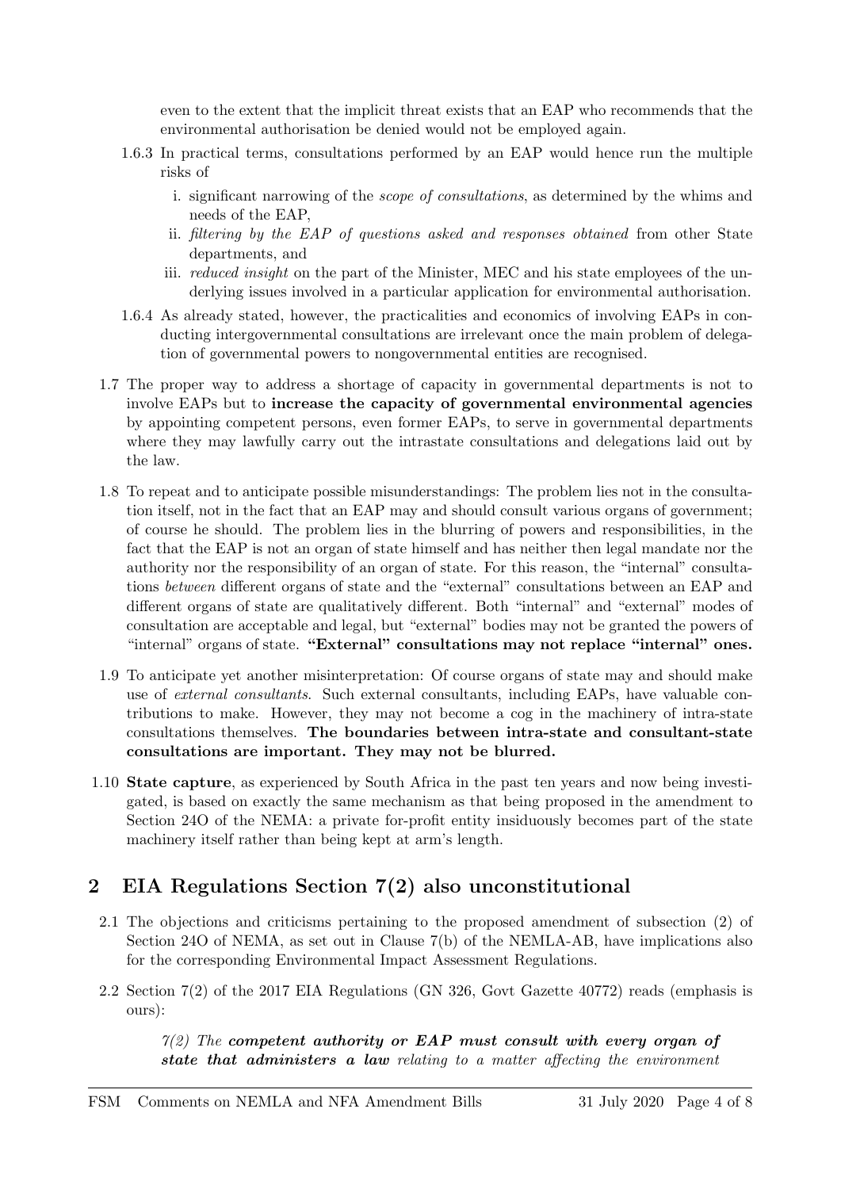even to the extent that the implicit threat exists that an EAP who recommends that the environmental authorisation be denied would not be employed again.

1.6.3 In practical terms, consultations performed by an EAP would hence run the multiple risks of

i. significant narrowing of the *scope of consultations*, as determined by the whims and needs of the EAP,

ii. *filtering by the EAP of questions asked and responses obtained* from other State departments, and

iii. *reduced insight* on the part of the Minister, MEC and his state employees of the underlying issues involved in a particular application for environmental authorisation.

1.6.4 As already stated, however, the practicalities and economics of involving EAPs in conducting intergovernmental consultations are irrelevant once the main problem of delegation of governmental powers to nongovernmental entities are recognised.

1.7 The proper way to address a shortage of capacity in governmental departments is not to involve EAPs but to **increase the capacity of governmental environmental agencies** by appointing competent persons, even former EAPs, to serve in governmental departments where they may lawfully carry out the intrastate consultations and delegations laid out by the law.

1.8 To repeat and to anticipate possible misunderstandings: The problem lies not in the consultation itself, not in the fact that an EAP may and should consult various organs of government; of course he should. The problem lies in the blurring of powers and responsibilities, in the fact that the EAP is not an organ of state himself and has neither then legal mandate nor the authority nor the responsibility of an organ of state. For this reason, the "internal" consultations *between* different organs of state and the "external" consultations between an EAP and different organs of state are qualitatively different. Both "internal" and "external" modes of consultation are acceptable and legal, but "external" bodies may not be granted the powers of "internal" organs of state. **"External" consultations may not replace "internal" ones.**

1.9 To anticipate yet another misinterpretation: Of course organs of state may and should make use of *external consultants*. Such external consultants, including EAPs, have valuable contributions to make. However, they may not become a cog in the machinery of intra-state consultations themselves. **The boundaries between intra-state and consultant-state consultations are important. They may not be blurred.**

1.10 **State capture**, as experienced by South Africa in the past ten years and now being investigated, is based on exactly the same mechanism as that being proposed in the amendment to Section 24O of the NEMA: a private for-profit entity insiduously becomes part of the state machinery itself rather than being kept at arm's length.

## 2 EIA Regulations Section 7(2) also unconstitutional

2.1 The objections and criticisms pertaining to the proposed amendment of subsection (2) of Section 24O of NEMA, as set out in Clause 7(b) of the NEMLA-AB, have implications also for the corresponding Environmental Impact Assessment Regulations.

2.2 Section 7(2) of the 2017 EIA Regulations (GN 326, Govt Gazette 40772) reads (emphasis is ours):

> *7(2) The **competent authority or EAP must consult with every organ of state that administers a law** relating to a matter affecting the environment*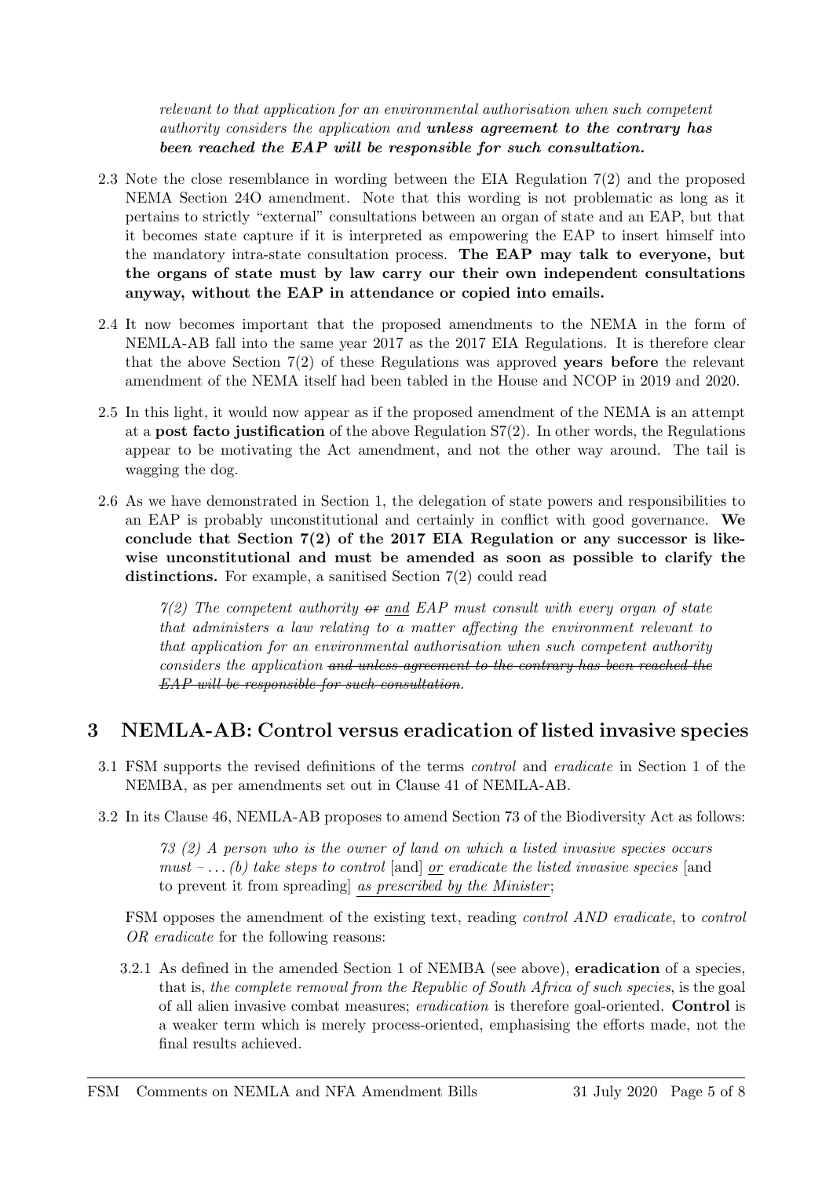*relevant to that application for an environmental authorisation when such competent authority considers the application and* ***unless agreement to the contrary has been reached the EAP will be responsible for such consultation.***

2.3 Note the close resemblance in wording between the EIA Regulation 7(2) and the proposed NEMA Section 24O amendment. Note that this wording is not problematic as long as it pertains to strictly "external" consultations between an organ of state and an EAP, but that it becomes state capture if it is interpreted as empowering the EAP to insert himself into the mandatory intra-state consultation process. **The EAP may talk to everyone, but the organs of state must by law carry our their own independent consultations anyway, without the EAP in attendance or copied into emails.**

2.4 It now becomes important that the proposed amendments to the NEMA in the form of NEMLA-AB fall into the same year 2017 as the 2017 EIA Regulations. It is therefore clear that the above Section 7(2) of these Regulations was approved **years before** the relevant amendment of the NEMA itself had been tabled in the House and NCOP in 2019 and 2020.

2.5 In this light, it would now appear as if the proposed amendment of the NEMA is an attempt at a **post facto justification** of the above Regulation S7(2). In other words, the Regulations appear to be motivating the Act amendment, and not the other way around. The tail is wagging the dog.

2.6 As we have demonstrated in Section 1, the delegation of state powers and responsibilities to an EAP is probably unconstitutional and certainly in conflict with good governance. **We conclude that Section 7(2) of the 2017 EIA Regulation or any successor is likewise unconstitutional and must be amended as soon as possible to clarify the distinctions.** For example, a sanitised Section 7(2) could read

> *7(2) The competent authority ~~or~~ <u>and</u> EAP must consult with every organ of state that administers a law relating to a matter affecting the environment relevant to that application for an environmental authorisation when such competent authority considers the application ~~and unless agreement to the contrary has been reached the EAP will be responsible for such consultation~~.*

## 3 NEMLA-AB: Control versus eradication of listed invasive species

3.1 FSM supports the revised definitions of the terms *control* and *eradicate* in Section 1 of the NEMBA, as per amendments set out in Clause 41 of NEMLA-AB.

3.2 In its Clause 46, NEMLA-AB proposes to amend Section 73 of the Biodiversity Act as follows:

> *73 (2) A person who is the owner of land on which a listed invasive species occurs must – . . . (b) take steps to control* [and] <u>*or*</u> *eradicate the listed invasive species* [and to prevent it from spreading] <u>*as prescribed by the Minister*</u>;

FSM opposes the amendment of the existing text, reading *control AND eradicate*, to *control OR eradicate* for the following reasons:

3.2.1 As defined in the amended Section 1 of NEMBA (see above), **eradication** of a species, that is, *the complete removal from the Republic of South Africa of such species*, is the goal of all alien invasive combat measures; *eradication* is therefore goal-oriented. **Control** is a weaker term which is merely process-oriented, emphasising the efforts made, not the final results achieved.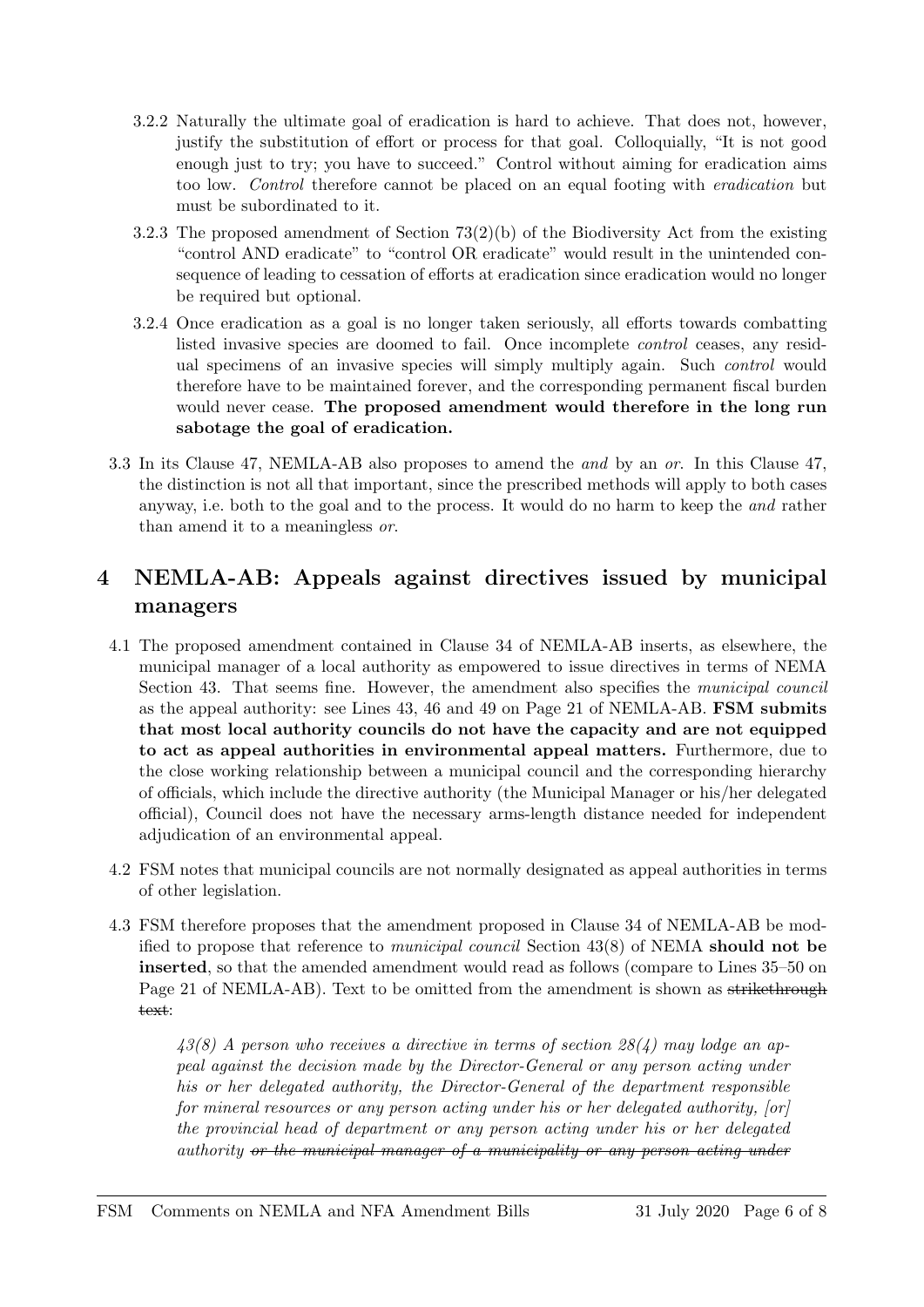3.2.2 Naturally the ultimate goal of eradication is hard to achieve. That does not, however, justify the substitution of effort or process for that goal. Colloquially, "It is not good enough just to try; you have to succeed." Control without aiming for eradication aims too low. *Control* therefore cannot be placed on an equal footing with *eradication* but must be subordinated to it.

3.2.3 The proposed amendment of Section 73(2)(b) of the Biodiversity Act from the existing "control AND eradicate" to "control OR eradicate" would result in the unintended consequence of leading to cessation of efforts at eradication since eradication would no longer be required but optional.

3.2.4 Once eradication as a goal is no longer taken seriously, all efforts towards combatting listed invasive species are doomed to fail. Once incomplete *control* ceases, any residual specimens of an invasive species will simply multiply again. Such *control* would therefore have to be maintained forever, and the corresponding permanent fiscal burden would never cease. **The proposed amendment would therefore in the long run sabotage the goal of eradication.**

3.3 In its Clause 47, NEMLA-AB also proposes to amend the *and* by an *or*. In this Clause 47, the distinction is not all that important, since the prescribed methods will apply to both cases anyway, i.e. both to the goal and to the process. It would do no harm to keep the *and* rather than amend it to a meaningless *or*.

## 4 NEMLA-AB: Appeals against directives issued by municipal managers

4.1 The proposed amendment contained in Clause 34 of NEMLA-AB inserts, as elsewhere, the municipal manager of a local authority as empowered to issue directives in terms of NEMA Section 43. That seems fine. However, the amendment also specifies the *municipal council* as the appeal authority: see Lines 43, 46 and 49 on Page 21 of NEMLA-AB. **FSM submits that most local authority councils do not have the capacity and are not equipped to act as appeal authorities in environmental appeal matters.** Furthermore, due to the close working relationship between a municipal council and the corresponding hierarchy of officials, which include the directive authority (the Municipal Manager or his/her delegated official), Council does not have the necessary arms-length distance needed for independent adjudication of an environmental appeal.

4.2 FSM notes that municipal councils are not normally designated as appeal authorities in terms of other legislation.

4.3 FSM therefore proposes that the amendment proposed in Clause 34 of NEMLA-AB be modified to propose that reference to *municipal council* Section 43(8) of NEMA **should not be inserted**, so that the amended amendment would read as follows (compare to Lines 35–50 on Page 21 of NEMLA-AB). Text to be omitted from the amendment is shown as ~~strikethrough text~~:

> *43(8) A person who receives a directive in terms of section 28(4) may lodge an appeal against the decision made by the Director-General or any person acting under his or her delegated authority, the Director-General of the department responsible for mineral resources or any person acting under his or her delegated authority, [or] the provincial head of department or any person acting under his or her delegated authority ~~or the municipal manager of a municipality or any person acting under~~*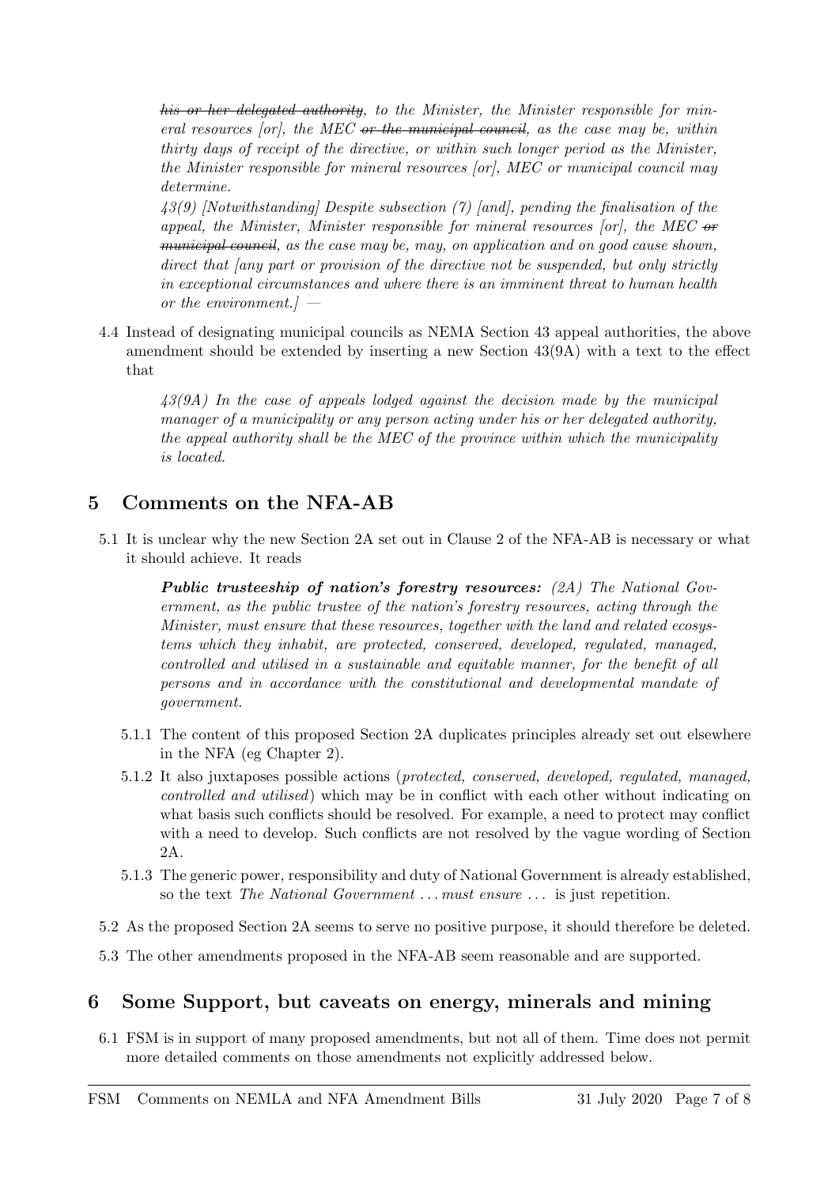*~~his or her delegated authority~~, to the Minister, the Minister responsible for mineral resources [or], the MEC ~~or the municipal council~~, as the case may be, within thirty days of receipt of the directive, or within such longer period as the Minister, the Minister responsible for mineral resources [or], MEC or municipal council may determine.*

*43(9) [Notwithstanding] Despite subsection (7) [and], pending the finalisation of the appeal, the Minister, Minister responsible for mineral resources [or], the MEC ~~or municipal council~~, as the case may be, may, on application and on good cause shown, direct that [any part or provision of the directive not be suspended, but only strictly in exceptional circumstances and where there is an imminent threat to human health or the environment.] —*

4.4 Instead of designating municipal councils as NEMA Section 43 appeal authorities, the above amendment should be extended by inserting a new Section 43(9A) with a text to the effect that

> *43(9A) In the case of appeals lodged against the decision made by the municipal manager of a municipality or any person acting under his or her delegated authority, the appeal authority shall be the MEC of the province within which the municipality is located.*

## 5 Comments on the NFA-AB

5.1 It is unclear why the new Section 2A set out in Clause 2 of the NFA-AB is necessary or what it should achieve. It reads

> ***Public trusteeship of nation's forestry resources:*** *(2A) The National Government, as the public trustee of the nation's forestry resources, acting through the Minister, must ensure that these resources, together with the land and related ecosystems which they inhabit, are protected, conserved, developed, regulated, managed, controlled and utilised in a sustainable and equitable manner, for the benefit of all persons and in accordance with the constitutional and developmental mandate of government.*

5.1.1 The content of this proposed Section 2A duplicates principles already set out elsewhere in the NFA (eg Chapter 2).

5.1.2 It also juxtaposes possible actions (*protected, conserved, developed, regulated, managed, controlled and utilised*) which may be in conflict with each other without indicating on what basis such conflicts should be resolved. For example, a need to protect may conflict with a need to develop. Such conflicts are not resolved by the vague wording of Section 2A.

5.1.3 The generic power, responsibility and duty of National Government is already established, so the text *The National Government ... must ensure ...* is just repetition.

5.2 As the proposed Section 2A seems to serve no positive purpose, it should therefore be deleted.

5.3 The other amendments proposed in the NFA-AB seem reasonable and are supported.

## 6 Some Support, but caveats on energy, minerals and mining

6.1 FSM is in support of many proposed amendments, but not all of them. Time does not permit more detailed comments on those amendments not explicitly addressed below.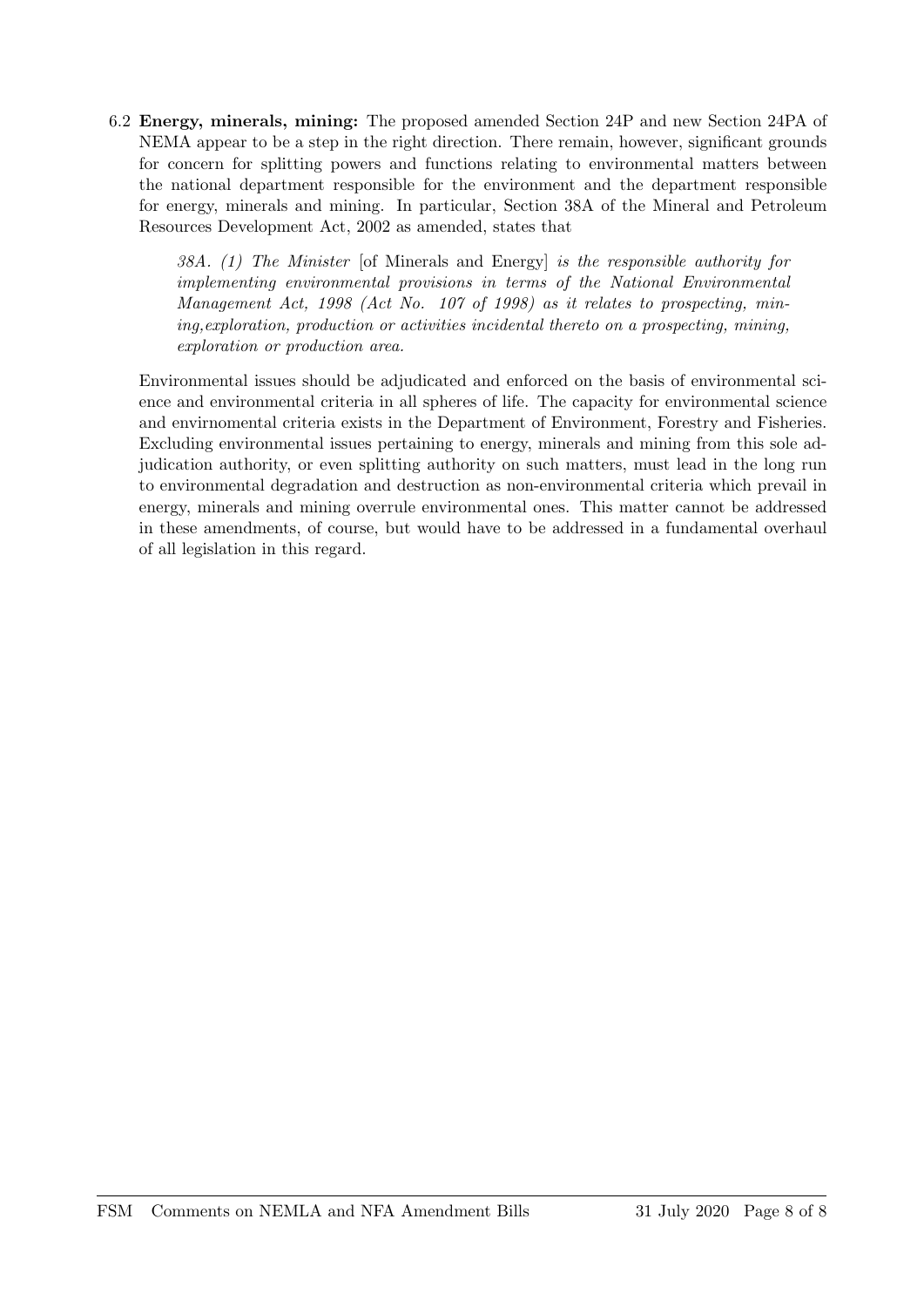6.2 **Energy, minerals, mining:** The proposed amended Section 24P and new Section 24PA of NEMA appear to be a step in the right direction. There remain, however, significant grounds for concern for splitting powers and functions relating to environmental matters between the national department responsible for the environment and the department responsible for energy, minerals and mining. In particular, Section 38A of the Mineral and Petroleum Resources Development Act, 2002 as amended, states that

> *38A. (1) The Minister* [of Minerals and Energy] *is the responsible authority for implementing environmental provisions in terms of the National Environmental Management Act, 1998 (Act No. 107 of 1998) as it relates to prospecting, mining,exploration, production or activities incidental thereto on a prospecting, mining, exploration or production area.*

Environmental issues should be adjudicated and enforced on the basis of environmental science and environmental criteria in all spheres of life. The capacity for environmental science and envirnomental criteria exists in the Department of Environment, Forestry and Fisheries. Excluding environmental issues pertaining to energy, minerals and mining from this sole adjudication authority, or even splitting authority on such matters, must lead in the long run to environmental degradation and destruction as non-environmental criteria which prevail in energy, minerals and mining overrule environmental ones. This matter cannot be addressed in these amendments, of course, but would have to be addressed in a fundamental overhaul of all legislation in this regard.